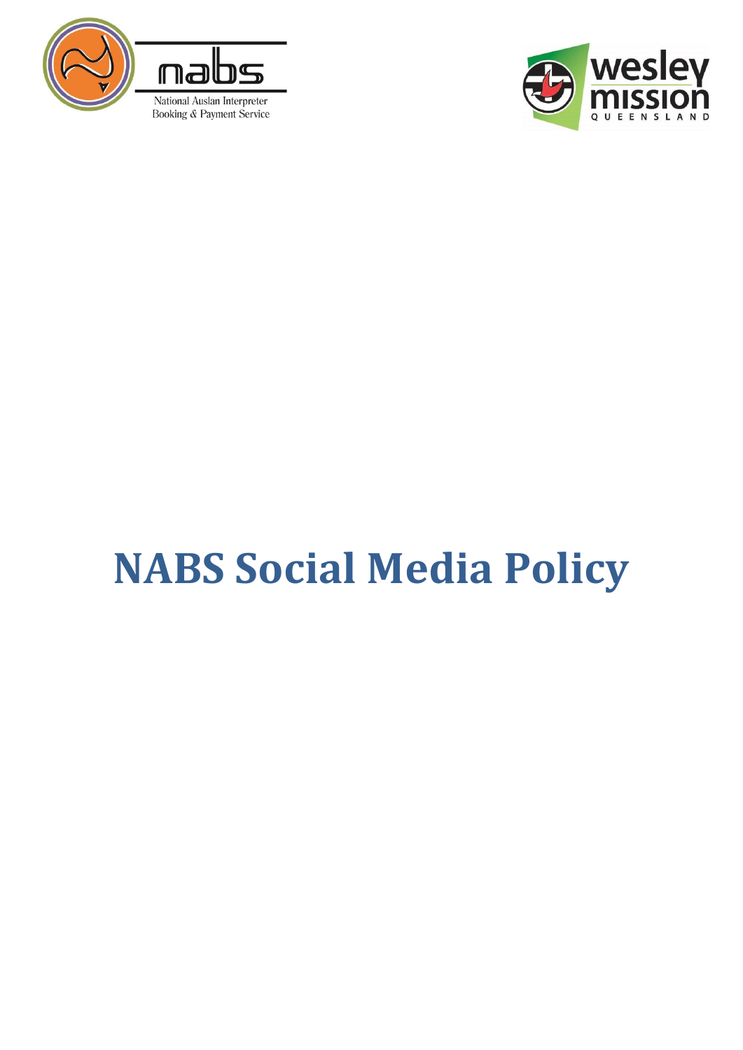nabs

National Auslan Interpreter Booking & Payment Service

wesley mission QUEENSLAND

# NABS Social Media Policy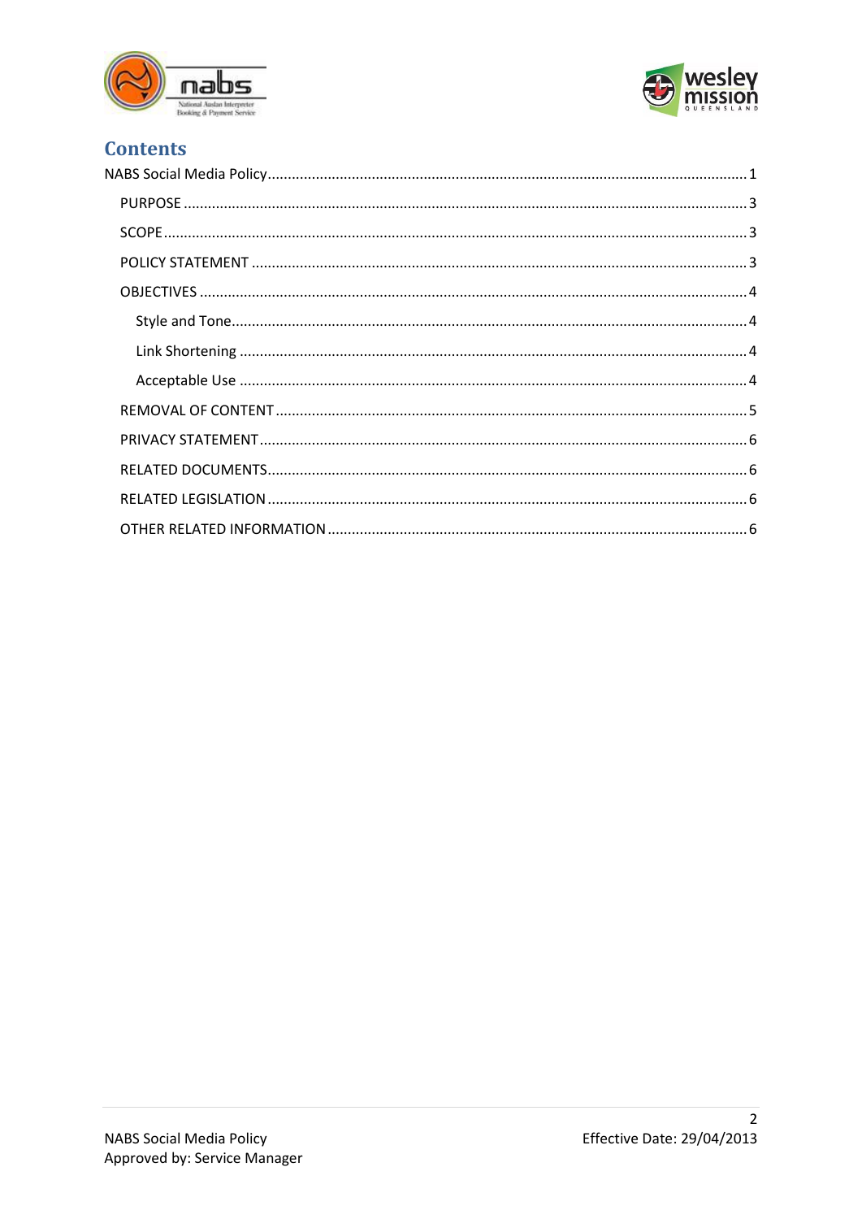# Contents

NABS Social Media Policy ........................................................................ 1

- PURPOSE ........................................................................ 3
- SCOPE ........................................................................ 3
- POLICY STATEMENT ........................................................................ 3
- OBJECTIVES ........................................................................ 4
  - Style and Tone ........................................................................ 4
  - Link Shortening ........................................................................ 4
  - Acceptable Use ........................................................................ 4
- REMOVAL OF CONTENT ........................................................................ 5
- PRIVACY STATEMENT ........................................................................ 6
- RELATED DOCUMENTS ........................................................................ 6
- RELATED LEGISLATION ........................................................................ 6
- OTHER RELATED INFORMATION ........................................................................ 6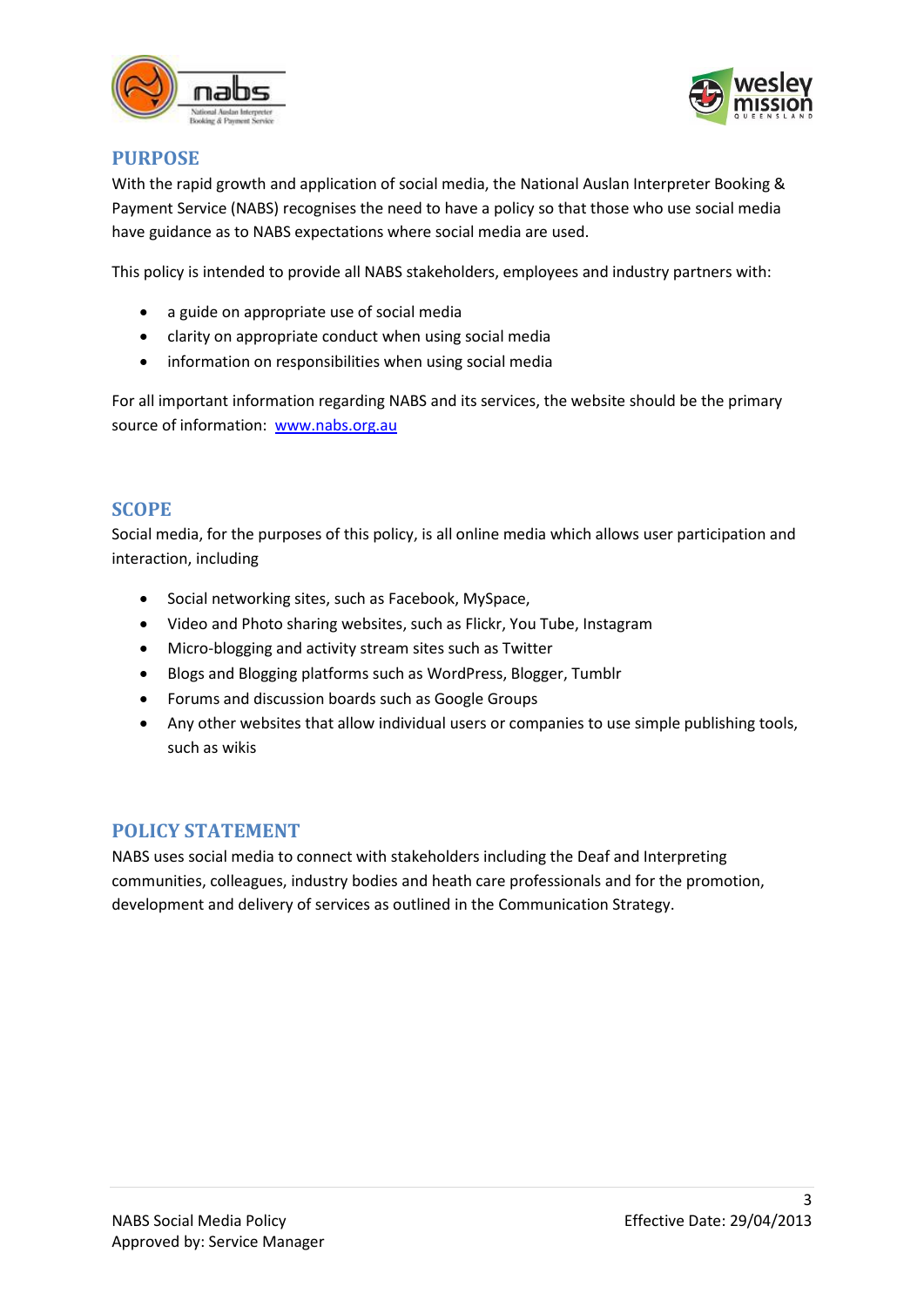## PURPOSE

With the rapid growth and application of social media, the National Auslan Interpreter Booking & Payment Service (NABS) recognises the need to have a policy so that those who use social media have guidance as to NABS expectations where social media are used.

This policy is intended to provide all NABS stakeholders, employees and industry partners with:

- a guide on appropriate use of social media
- clarity on appropriate conduct when using social media
- information on responsibilities when using social media

For all important information regarding NABS and its services, the website should be the primary source of information: [www.nabs.org.au](http://www.nabs.org.au)

## SCOPE

Social media, for the purposes of this policy, is all online media which allows user participation and interaction, including

- Social networking sites, such as Facebook, MySpace,
- Video and Photo sharing websites, such as Flickr, You Tube, Instagram
- Micro-blogging and activity stream sites such as Twitter
- Blogs and Blogging platforms such as WordPress, Blogger, Tumblr
- Forums and discussion boards such as Google Groups
- Any other websites that allow individual users or companies to use simple publishing tools, such as wikis

## POLICY STATEMENT

NABS uses social media to connect with stakeholders including the Deaf and Interpreting communities, colleagues, industry bodies and heath care professionals and for the promotion, development and delivery of services as outlined in the Communication Strategy.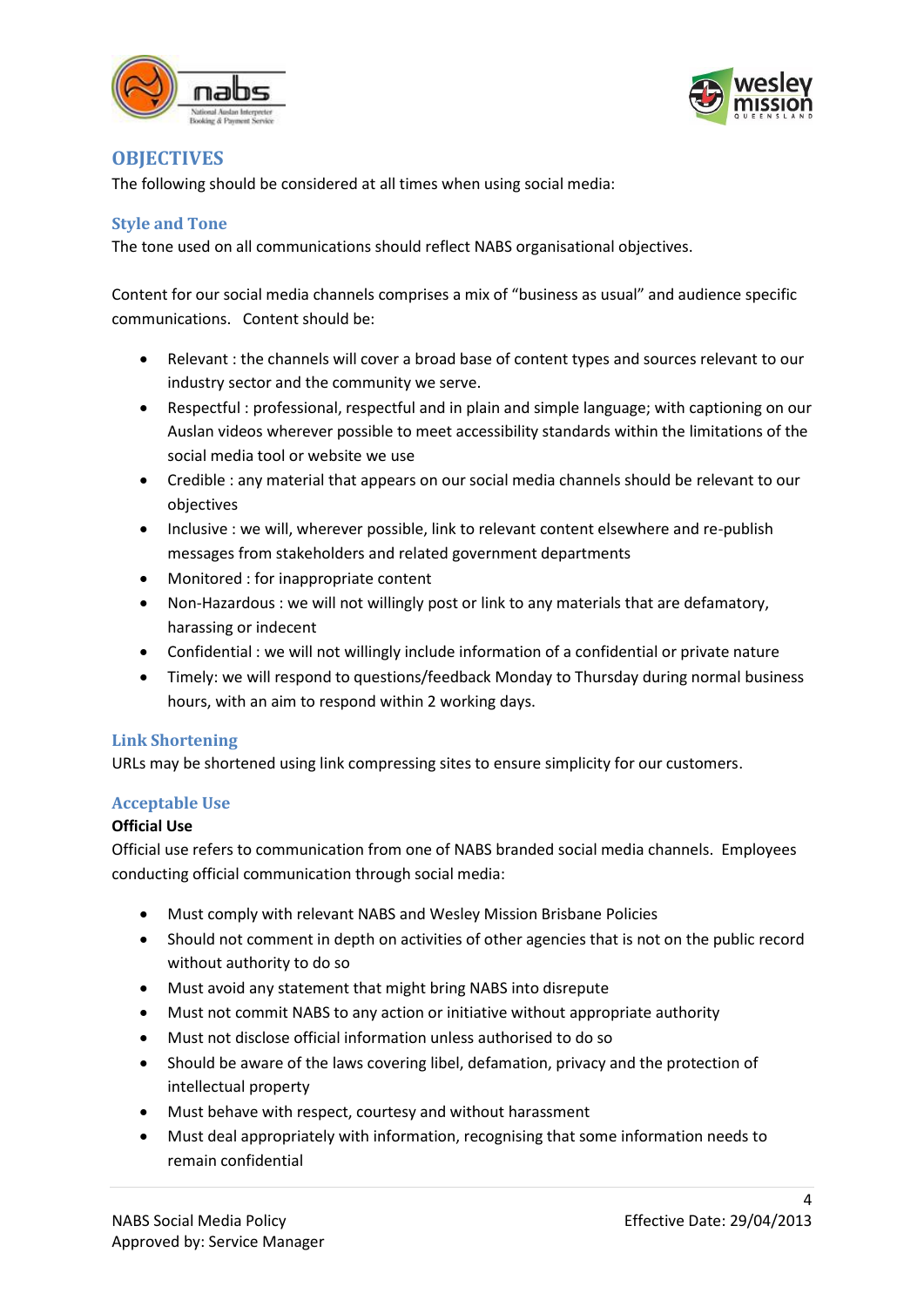## OBJECTIVES

The following should be considered at all times when using social media:

### Style and Tone

The tone used on all communications should reflect NABS organisational objectives.

Content for our social media channels comprises a mix of "business as usual" and audience specific communications. Content should be:

- Relevant : the channels will cover a broad base of content types and sources relevant to our industry sector and the community we serve.
- Respectful : professional, respectful and in plain and simple language; with captioning on our Auslan videos wherever possible to meet accessibility standards within the limitations of the social media tool or website we use
- Credible : any material that appears on our social media channels should be relevant to our objectives
- Inclusive : we will, wherever possible, link to relevant content elsewhere and re-publish messages from stakeholders and related government departments
- Monitored : for inappropriate content
- Non-Hazardous : we will not willingly post or link to any materials that are defamatory, harassing or indecent
- Confidential : we will not willingly include information of a confidential or private nature
- Timely: we will respond to questions/feedback Monday to Thursday during normal business hours, with an aim to respond within 2 working days.

### Link Shortening

URLs may be shortened using link compressing sites to ensure simplicity for our customers.

### Acceptable Use

**Official Use**

Official use refers to communication from one of NABS branded social media channels. Employees conducting official communication through social media:

- Must comply with relevant NABS and Wesley Mission Brisbane Policies
- Should not comment in depth on activities of other agencies that is not on the public record without authority to do so
- Must avoid any statement that might bring NABS into disrepute
- Must not commit NABS to any action or initiative without appropriate authority
- Must not disclose official information unless authorised to do so
- Should be aware of the laws covering libel, defamation, privacy and the protection of intellectual property
- Must behave with respect, courtesy and without harassment
- Must deal appropriately with information, recognising that some information needs to remain confidential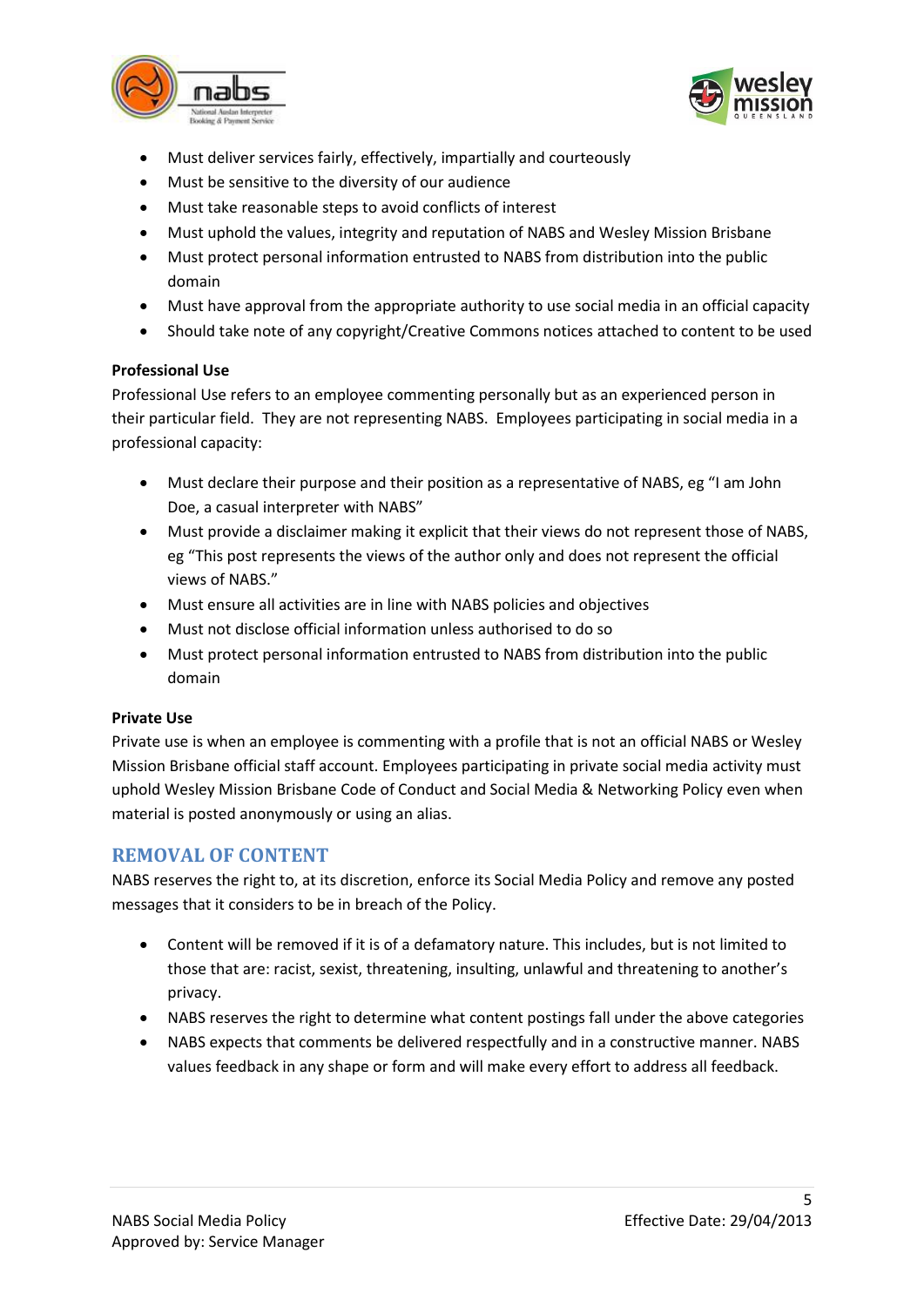- Must deliver services fairly, effectively, impartially and courteously
- Must be sensitive to the diversity of our audience
- Must take reasonable steps to avoid conflicts of interest
- Must uphold the values, integrity and reputation of NABS and Wesley Mission Brisbane
- Must protect personal information entrusted to NABS from distribution into the public domain
- Must have approval from the appropriate authority to use social media in an official capacity
- Should take note of any copyright/Creative Commons notices attached to content to be used

**Professional Use**

Professional Use refers to an employee commenting personally but as an experienced person in their particular field. They are not representing NABS. Employees participating in social media in a professional capacity:

- Must declare their purpose and their position as a representative of NABS, eg "I am John Doe, a casual interpreter with NABS"
- Must provide a disclaimer making it explicit that their views do not represent those of NABS, eg "This post represents the views of the author only and does not represent the official views of NABS."
- Must ensure all activities are in line with NABS policies and objectives
- Must not disclose official information unless authorised to do so
- Must protect personal information entrusted to NABS from distribution into the public domain

**Private Use**

Private use is when an employee is commenting with a profile that is not an official NABS or Wesley Mission Brisbane official staff account. Employees participating in private social media activity must uphold Wesley Mission Brisbane Code of Conduct and Social Media & Networking Policy even when material is posted anonymously or using an alias.

## REMOVAL OF CONTENT

NABS reserves the right to, at its discretion, enforce its Social Media Policy and remove any posted messages that it considers to be in breach of the Policy.

- Content will be removed if it is of a defamatory nature. This includes, but is not limited to those that are: racist, sexist, threatening, insulting, unlawful and threatening to another's privacy.
- NABS reserves the right to determine what content postings fall under the above categories
- NABS expects that comments be delivered respectfully and in a constructive manner. NABS values feedback in any shape or form and will make every effort to address all feedback.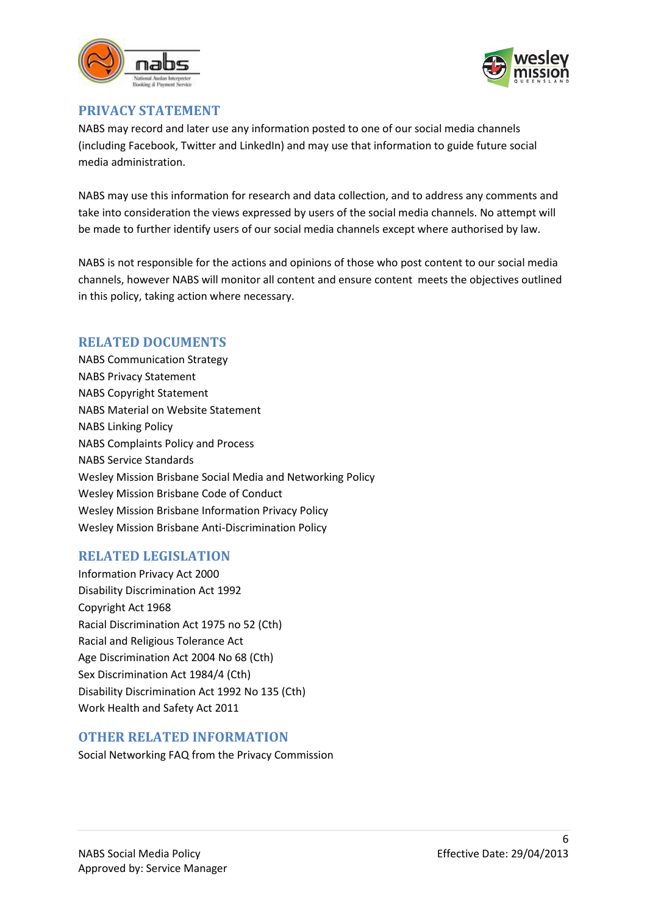## PRIVACY STATEMENT

NABS may record and later use any information posted to one of our social media channels (including Facebook, Twitter and LinkedIn) and may use that information to guide future social media administration.

NABS may use this information for research and data collection, and to address any comments and take into consideration the views expressed by users of the social media channels. No attempt will be made to further identify users of our social media channels except where authorised by law.

NABS is not responsible for the actions and opinions of those who post content to our social media channels, however NABS will monitor all content and ensure content meets the objectives outlined in this policy, taking action where necessary.

## RELATED DOCUMENTS

NABS Communication Strategy
NABS Privacy Statement
NABS Copyright Statement
NABS Material on Website Statement
NABS Linking Policy
NABS Complaints Policy and Process
NABS Service Standards
Wesley Mission Brisbane Social Media and Networking Policy
Wesley Mission Brisbane Code of Conduct
Wesley Mission Brisbane Information Privacy Policy
Wesley Mission Brisbane Anti-Discrimination Policy

## RELATED LEGISLATION

Information Privacy Act 2000
Disability Discrimination Act 1992
Copyright Act 1968
Racial Discrimination Act 1975 no 52 (Cth)
Racial and Religious Tolerance Act
Age Discrimination Act 2004 No 68 (Cth)
Sex Discrimination Act 1984/4 (Cth)
Disability Discrimination Act 1992 No 135 (Cth)
Work Health and Safety Act 2011

## OTHER RELATED INFORMATION

Social Networking FAQ from the Privacy Commission